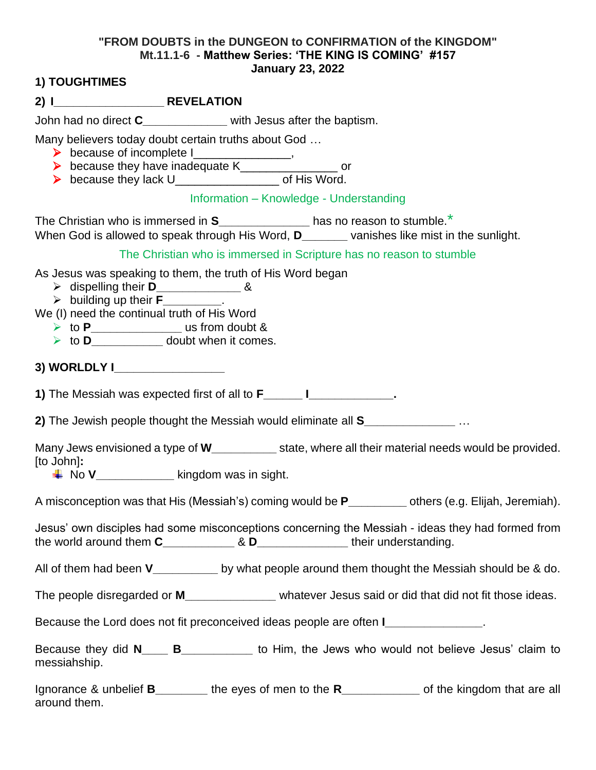**"FROM DOUBTS in the DUNGEON to CONFIRMATION of the KINGDOM"**
**Mt.11.1-6 - Matthew Series: 'THE KING IS COMING' #157**
**January 23, 2022**

**1) TOUGHTIMES**

**2) I\_\_\_\_\_\_\_\_\_\_\_\_\_\_\_\_\_ REVELATION**

John had no direct **C**\_\_\_\_\_\_\_\_\_\_\_\_\_ with Jesus after the baptism.

Many believers today doubt certain truths about God …

- because of incomplete I\_\_\_\_\_\_\_\_\_\_\_\_\_\_\_,
- because they have inadequate K\_\_\_\_\_\_\_\_\_\_\_\_\_\_\_ or
- because they lack U\_\_\_\_\_\_\_\_\_\_\_\_\_\_\_\_ of His Word.

Information – Knowledge - Understanding

The Christian who is immersed in **S**\_\_\_\_\_\_\_\_\_\_\_\_\_\_ has no reason to stumble.*
When God is allowed to speak through His Word, **D**\_\_\_\_\_\_\_ vanishes like mist in the sunlight.

The Christian who is immersed in Scripture has no reason to stumble

As Jesus was speaking to them, the truth of His Word began

- dispelling their **D**\_\_\_\_\_\_\_\_\_\_\_\_\_ &
- building up their **F**\_\_\_\_\_\_\_\_\_.

We (I) need the continual truth of His Word

- to **P**\_\_\_\_\_\_\_\_\_\_\_\_\_\_ us from doubt &
- to **D**\_\_\_\_\_\_\_\_\_\_\_ doubt when it comes.

**3) WORLDLY I\_\_\_\_\_\_\_\_\_\_\_\_\_\_\_\_\_**

**1)** The Messiah was expected first of all to **F**\_\_\_\_\_\_ **I**\_\_\_\_\_\_\_\_\_\_\_\_\_**.**

**2)** The Jewish people thought the Messiah would eliminate all **S**\_\_\_\_\_\_\_\_\_\_\_\_\_\_ …

Many Jews envisioned a type of **W**\_\_\_\_\_\_\_\_\_\_ state, where all their material needs would be provided. [to John]**:**

- No **V**\_\_\_\_\_\_\_\_\_\_\_\_ kingdom was in sight.

A misconception was that His (Messiah's) coming would be **P**\_\_\_\_\_\_\_\_\_ others (e.g. Elijah, Jeremiah).

Jesus' own disciples had some misconceptions concerning the Messiah - ideas they had formed from the world around them **C**\_\_\_\_\_\_\_\_\_\_\_ & **D**\_\_\_\_\_\_\_\_\_\_\_\_\_\_ their understanding.

All of them had been **V**\_\_\_\_\_\_\_\_\_\_ by what people around them thought the Messiah should be & do.

The people disregarded or **M**\_\_\_\_\_\_\_\_\_\_\_\_\_\_ whatever Jesus said or did that did not fit those ideas.

Because the Lord does not fit preconceived ideas people are often **I**\_\_\_\_\_\_\_\_\_\_\_\_\_\_\_.

Because they did **N**\_\_\_\_ **B**\_\_\_\_\_\_\_\_\_\_\_ to Him, the Jews who would not believe Jesus' claim to messiahship.

Ignorance & unbelief **B**\_\_\_\_\_\_\_\_ the eyes of men to the **R**\_\_\_\_\_\_\_\_\_\_\_\_ of the kingdom that are all around them.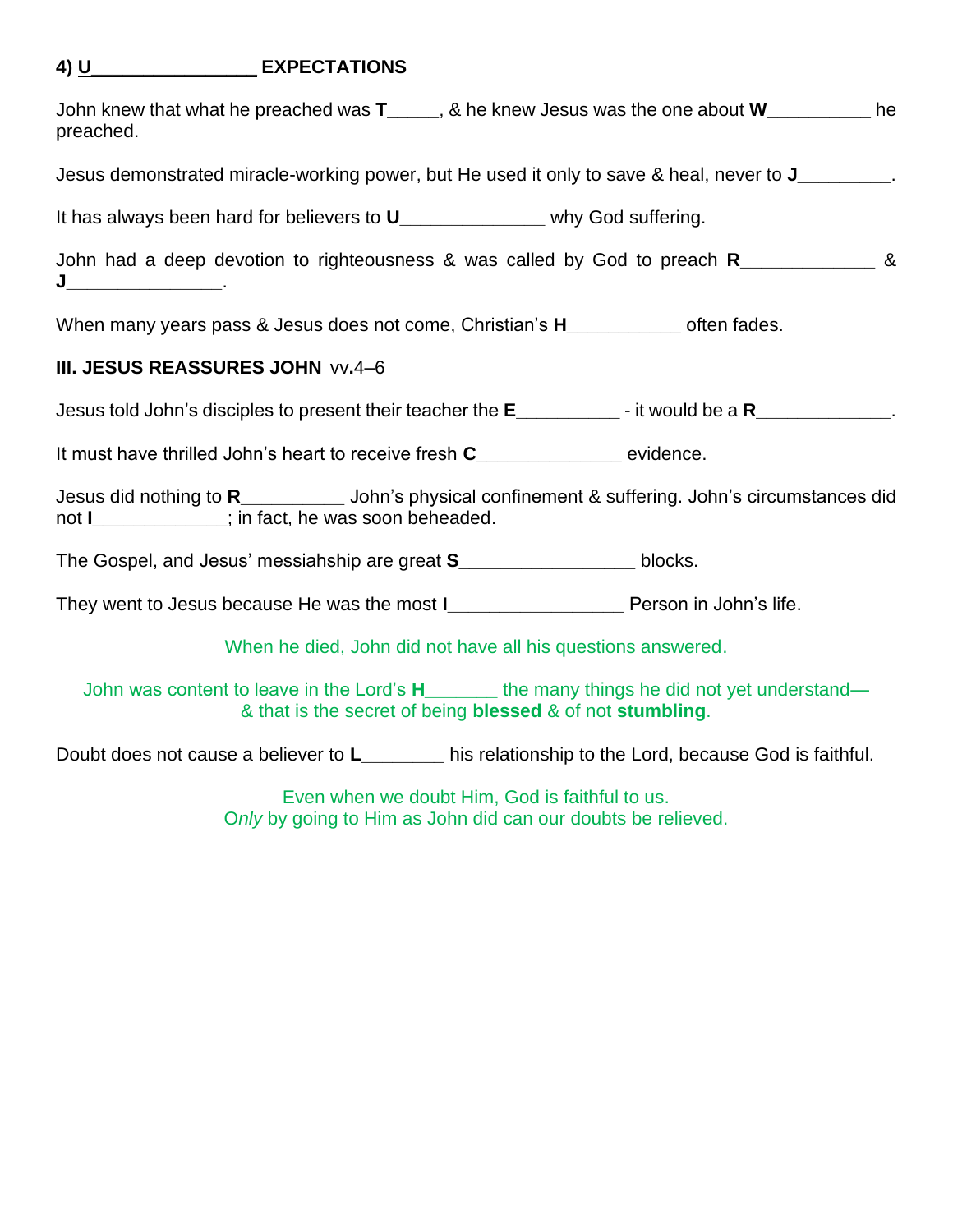### 4) U\_\_\_\_\_\_\_\_\_\_\_\_\_\_\_ EXPECTATIONS

John knew that what he preached was **T**\_\_\_\_\_, & he knew Jesus was the one about **W**\_\_\_\_\_\_\_\_\_\_ he preached.

Jesus demonstrated miracle-working power, but He used it only to save & heal, never to **J**\_\_\_\_\_\_\_\_\_.

It has always been hard for believers to **U**\_\_\_\_\_\_\_\_\_\_\_\_\_\_ why God suffering.

John had a deep devotion to righteousness & was called by God to preach **R**\_\_\_\_\_\_\_\_\_\_\_\_\_ & **J**\_\_\_\_\_\_\_\_\_\_\_\_\_\_\_.

When many years pass & Jesus does not come, Christian's **H**\_\_\_\_\_\_\_\_\_\_\_ often fades.

### III. JESUS REASSURES JOHN vv.4–6

Jesus told John's disciples to present their teacher the **E**\_\_\_\_\_\_\_\_\_\_ - it would be a **R**\_\_\_\_\_\_\_\_\_\_\_\_\_.

It must have thrilled John's heart to receive fresh **C**\_\_\_\_\_\_\_\_\_\_\_\_\_\_ evidence.

Jesus did nothing to **R**\_\_\_\_\_\_\_\_\_\_ John's physical confinement & suffering. John's circumstances did not **I**\_\_\_\_\_\_\_\_\_\_\_\_\_; in fact, he was soon beheaded.

The Gospel, and Jesus' messiahship are great **S**\_\_\_\_\_\_\_\_\_\_\_\_\_\_\_\_\_ blocks.

They went to Jesus because He was the most **I**\_\_\_\_\_\_\_\_\_\_\_\_\_\_\_\_\_ Person in John's life.

When he died, John did not have all his questions answered.

John was content to leave in the Lord's **H**\_\_\_\_\_\_\_ the many things he did not yet understand—
& that is the secret of being **blessed** & of not **stumbling**.

Doubt does not cause a believer to **L**\_\_\_\_\_\_\_\_ his relationship to the Lord, because God is faithful.

Even when we doubt Him, God is faithful to us.
O*nly* by going to Him as John did can our doubts be relieved.